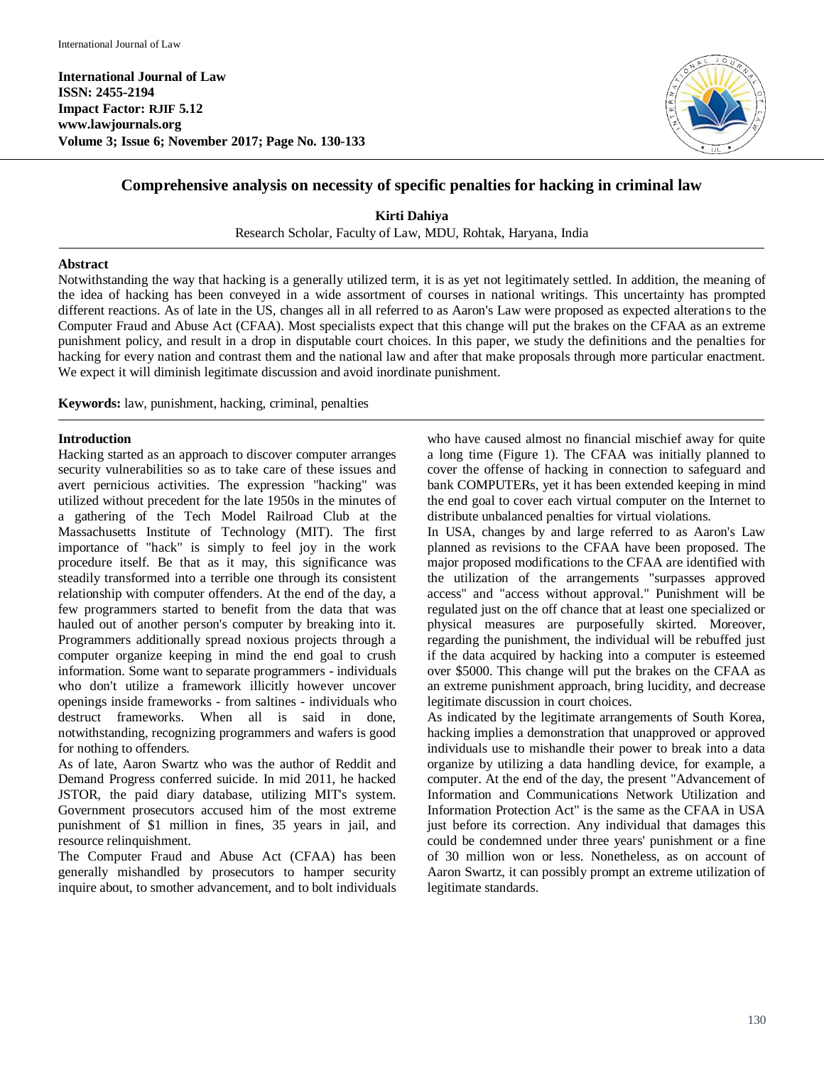International Journal of Law
ISSN: 2455-2194
Impact Factor: RJIF 5.12
www.lawjournals.org
Volume 3; Issue 6; November 2017; Page No. 130-133

# Comprehensive analysis on necessity of specific penalties for hacking in criminal law

**Kirti Dahiya**

Research Scholar, Faculty of Law, MDU, Rohtak, Haryana, India

## Abstract

Notwithstanding the way that hacking is a generally utilized term, it is as yet not legitimately settled. In addition, the meaning of the idea of hacking has been conveyed in a wide assortment of courses in national writings. This uncertainty has prompted different reactions. As of late in the US, changes all in all referred to as Aaron's Law were proposed as expected alterations to the Computer Fraud and Abuse Act (CFAA). Most specialists expect that this change will put the brakes on the CFAA as an extreme punishment policy, and result in a drop in disputable court choices. In this paper, we study the definitions and the penalties for hacking for every nation and contrast them and the national law and after that make proposals through more particular enactment. We expect it will diminish legitimate discussion and avoid inordinate punishment.

**Keywords:** law, punishment, hacking, criminal, penalties

## Introduction

Hacking started as an approach to discover computer arranges security vulnerabilities so as to take care of these issues and avert pernicious activities. The expression "hacking" was utilized without precedent for the late 1950s in the minutes of a gathering of the Tech Model Railroad Club at the Massachusetts Institute of Technology (MIT). The first importance of "hack" is simply to feel joy in the work procedure itself. Be that as it may, this significance was steadily transformed into a terrible one through its consistent relationship with computer offenders. At the end of the day, a few programmers started to benefit from the data that was hauled out of another person's computer by breaking into it. Programmers additionally spread noxious projects through a computer organize keeping in mind the end goal to crush information. Some want to separate programmers - individuals who don't utilize a framework illicitly however uncover openings inside frameworks - from saltines - individuals who destruct frameworks. When all is said in done, notwithstanding, recognizing programmers and wafers is good for nothing to offenders.

As of late, Aaron Swartz who was the author of Reddit and Demand Progress conferred suicide. In mid 2011, he hacked JSTOR, the paid diary database, utilizing MIT's system. Government prosecutors accused him of the most extreme punishment of $1 million in fines, 35 years in jail, and resource relinquishment.

The Computer Fraud and Abuse Act (CFAA) has been generally mishandled by prosecutors to hamper security inquire about, to smother advancement, and to bolt individuals who have caused almost no financial mischief away for quite a long time (Figure 1). The CFAA was initially planned to cover the offense of hacking in connection to safeguard and bank COMPUTERs, yet it has been extended keeping in mind the end goal to cover each virtual computer on the Internet to distribute unbalanced penalties for virtual violations.

In USA, changes by and large referred to as Aaron's Law planned as revisions to the CFAA have been proposed. The major proposed modifications to the CFAA are identified with the utilization of the arrangements "surpasses approved access" and "access without approval." Punishment will be regulated just on the off chance that at least one specialized or physical measures are purposefully skirted. Moreover, regarding the punishment, the individual will be rebuffed just if the data acquired by hacking into a computer is esteemed over $5000. This change will put the brakes on the CFAA as an extreme punishment approach, bring lucidity, and decrease legitimate discussion in court choices.

As indicated by the legitimate arrangements of South Korea, hacking implies a demonstration that unapproved or approved individuals use to mishandle their power to break into a data organize by utilizing a data handling device, for example, a computer. At the end of the day, the present "Advancement of Information and Communications Network Utilization and Information Protection Act" is the same as the CFAA in USA just before its correction. Any individual that damages this could be condemned under three years' punishment or a fine of 30 million won or less. Nonetheless, as on account of Aaron Swartz, it can possibly prompt an extreme utilization of legitimate standards.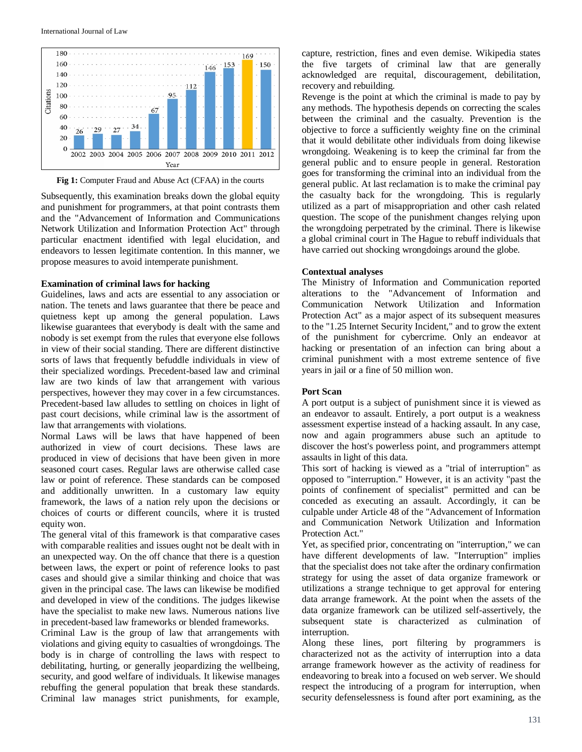Fig 1: Computer Fraud and Abuse Act (CFAA) in the courts

Subsequently, this examination breaks down the global equity and punishment for programmers, at that point contrasts them and the "Advancement of Information and Communications Network Utilization and Information Protection Act" through particular enactment identified with legal elucidation, and endeavors to lessen legitimate contention. In this manner, we propose measures to avoid intemperate punishment.

**Examination of criminal laws for hacking**

Guidelines, laws and acts are essential to any association or nation. The tenets and laws guarantee that there be peace and quietness kept up among the general population. Laws likewise guarantees that everybody is dealt with the same and nobody is set exempt from the rules that everyone else follows in view of their social standing. There are different distinctive sorts of laws that frequently befuddle individuals in view of their specialized wordings. Precedent-based law and criminal law are two kinds of law that arrangement with various perspectives, however they may cover in a few circumstances. Precedent-based law alludes to settling on choices in light of past court decisions, while criminal law is the assortment of law that arrangements with violations.

Normal Laws will be laws that have happened of been authorized in view of court decisions. These laws are produced in view of decisions that have been given in more seasoned court cases. Regular laws are otherwise called case law or point of reference. These standards can be composed and additionally unwritten. In a customary law equity framework, the laws of a nation rely upon the decisions or choices of courts or different councils, where it is trusted equity won.

The general vital of this framework is that comparative cases with comparable realities and issues ought not be dealt with in an unexpected way. On the off chance that there is a question between laws, the expert or point of reference looks to past cases and should give a similar thinking and choice that was given in the principal case. The laws can likewise be modified and developed in view of the conditions. The judges likewise have the specialist to make new laws. Numerous nations live in precedent-based law frameworks or blended frameworks.

Criminal Law is the group of law that arrangements with violations and giving equity to casualties of wrongdoings. The body is in charge of controlling the laws with respect to debilitating, hurting, or generally jeopardizing the wellbeing, security, and good welfare of individuals. It likewise manages rebuffing the general population that break these standards. Criminal law manages strict punishments, for example, capture, restriction, fines and even demise. Wikipedia states the five targets of criminal law that are generally acknowledged are requital, discouragement, debilitation, recovery and rebuilding.

Revenge is the point at which the criminal is made to pay by any methods. The hypothesis depends on correcting the scales between the criminal and the casualty. Prevention is the objective to force a sufficiently weighty fine on the criminal that it would debilitate other individuals from doing likewise wrongdoing. Weakening is to keep the criminal far from the general public and to ensure people in general. Restoration goes for transforming the criminal into an individual from the general public. At last reclamation is to make the criminal pay the casualty back for the wrongdoing. This is regularly utilized as a part of misappropriation and other cash related question. The scope of the punishment changes relying upon the wrongdoing perpetrated by the criminal. There is likewise a global criminal court in The Hague to rebuff individuals that have carried out shocking wrongdoings around the globe.

**Contextual analyses**

The Ministry of Information and Communication reported alterations to the "Advancement of Information and Communication Network Utilization and Information Protection Act" as a major aspect of its subsequent measures to the "1.25 Internet Security Incident," and to grow the extent of the punishment for cybercrime. Only an endeavor at hacking or presentation of an infection can bring about a criminal punishment with a most extreme sentence of five years in jail or a fine of 50 million won.

**Port Scan**

A port output is a subject of punishment since it is viewed as an endeavor to assault. Entirely, a port output is a weakness assessment expertise instead of a hacking assault. In any case, now and again programmers abuse such an aptitude to discover the host's powerless point, and programmers attempt assaults in light of this data.

This sort of hacking is viewed as a "trial of interruption" as opposed to "interruption." However, it is an activity "past the points of confinement of specialist" permitted and can be conceded as executing an assault. Accordingly, it can be culpable under Article 48 of the "Advancement of Information and Communication Network Utilization and Information Protection Act."

Yet, as specified prior, concentrating on "interruption," we can have different developments of law. "Interruption" implies that the specialist does not take after the ordinary confirmation strategy for using the asset of data organize framework or utilizations a strange technique to get approval for entering data arrange framework. At the point when the assets of the data organize framework can be utilized self-assertively, the subsequent state is characterized as culmination of interruption.

Along these lines, port filtering by programmers is characterized not as the activity of interruption into a data arrange framework however as the activity of readiness for endeavoring to break into a focused on web server. We should respect the introducing of a program for interruption, when security defenselessness is found after port examining, as the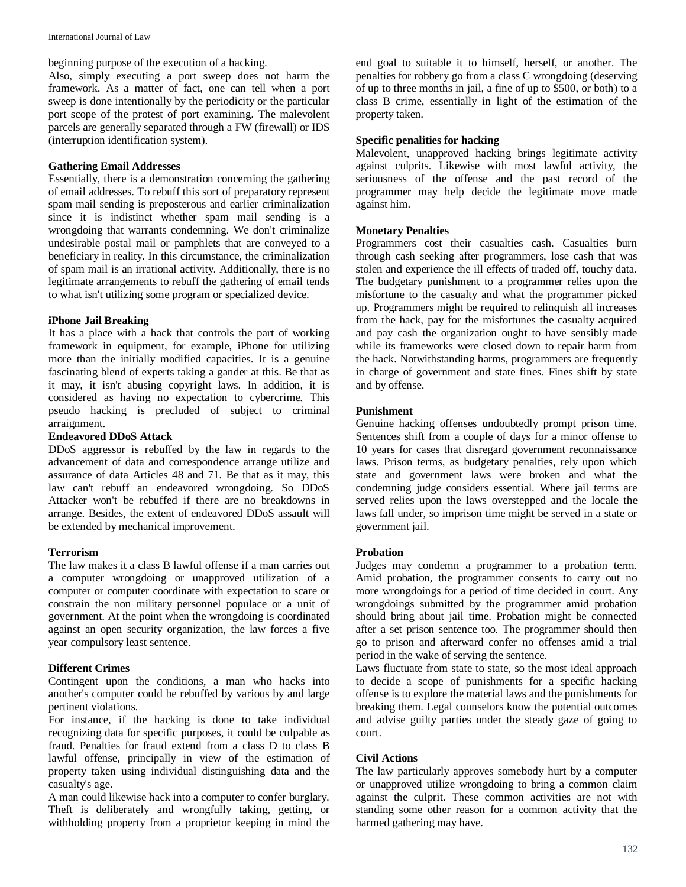beginning purpose of the execution of a hacking.

Also, simply executing a port sweep does not harm the framework. As a matter of fact, one can tell when a port sweep is done intentionally by the periodicity or the particular port scope of the protest of port examining. The malevolent parcels are generally separated through a FW (firewall) or IDS (interruption identification system).

### Gathering Email Addresses

Essentially, there is a demonstration concerning the gathering of email addresses. To rebuff this sort of preparatory represent spam mail sending is preposterous and earlier criminalization since it is indistinct whether spam mail sending is a wrongdoing that warrants condemning. We don't criminalize undesirable postal mail or pamphlets that are conveyed to a beneficiary in reality. In this circumstance, the criminalization of spam mail is an irrational activity. Additionally, there is no legitimate arrangements to rebuff the gathering of email tends to what isn't utilizing some program or specialized device.

### iPhone Jail Breaking

It has a place with a hack that controls the part of working framework in equipment, for example, iPhone for utilizing more than the initially modified capacities. It is a genuine fascinating blend of experts taking a gander at this. Be that as it may, it isn't abusing copyright laws. In addition, it is considered as having no expectation to cybercrime. This pseudo hacking is precluded of subject to criminal arraignment.

### Endeavored DDoS Attack

DDoS aggressor is rebuffed by the law in regards to the advancement of data and correspondence arrange utilize and assurance of data Articles 48 and 71. Be that as it may, this law can't rebuff an endeavored wrongdoing. So DDoS Attacker won't be rebuffed if there are no breakdowns in arrange. Besides, the extent of endeavored DDoS assault will be extended by mechanical improvement.

### Terrorism

The law makes it a class B lawful offense if a man carries out a computer wrongdoing or unapproved utilization of a computer or computer coordinate with expectation to scare or constrain the non military personnel populace or a unit of government. At the point when the wrongdoing is coordinated against an open security organization, the law forces a five year compulsory least sentence.

### Different Crimes

Contingent upon the conditions, a man who hacks into another's computer could be rebuffed by various by and large pertinent violations.

For instance, if the hacking is done to take individual recognizing data for specific purposes, it could be culpable as fraud. Penalties for fraud extend from a class D to class B lawful offense, principally in view of the estimation of property taken using individual distinguishing data and the casualty's age.

A man could likewise hack into a computer to confer burglary. Theft is deliberately and wrongfully taking, getting, or withholding property from a proprietor keeping in mind the end goal to suitable it to himself, herself, or another. The penalties for robbery go from a class C wrongdoing (deserving of up to three months in jail, a fine of up to $500, or both) to a class B crime, essentially in light of the estimation of the property taken.

### Specific penalities for hacking

Malevolent, unapproved hacking brings legitimate activity against culprits. Likewise with most lawful activity, the seriousness of the offense and the past record of the programmer may help decide the legitimate move made against him.

### Monetary Penalties

Programmers cost their casualties cash. Casualties burn through cash seeking after programmers, lose cash that was stolen and experience the ill effects of traded off, touchy data. The budgetary punishment to a programmer relies upon the misfortune to the casualty and what the programmer picked up. Programmers might be required to relinquish all increases from the hack, pay for the misfortunes the casualty acquired and pay cash the organization ought to have sensibly made while its frameworks were closed down to repair harm from the hack. Notwithstanding harms, programmers are frequently in charge of government and state fines. Fines shift by state and by offense.

### Punishment

Genuine hacking offenses undoubtedly prompt prison time. Sentences shift from a couple of days for a minor offense to 10 years for cases that disregard government reconnaissance laws. Prison terms, as budgetary penalties, rely upon which state and government laws were broken and what the condemning judge considers essential. Where jail terms are served relies upon the laws overstepped and the locale the laws fall under, so imprison time might be served in a state or government jail.

### Probation

Judges may condemn a programmer to a probation term. Amid probation, the programmer consents to carry out no more wrongdoings for a period of time decided in court. Any wrongdoings submitted by the programmer amid probation should bring about jail time. Probation might be connected after a set prison sentence too. The programmer should then go to prison and afterward confer no offenses amid a trial period in the wake of serving the sentence.

Laws fluctuate from state to state, so the most ideal approach to decide a scope of punishments for a specific hacking offense is to explore the material laws and the punishments for breaking them. Legal counselors know the potential outcomes and advise guilty parties under the steady gaze of going to court.

### Civil Actions

The law particularly approves somebody hurt by a computer or unapproved utilize wrongdoing to bring a common claim against the culprit. These common activities are not with standing some other reason for a common activity that the harmed gathering may have.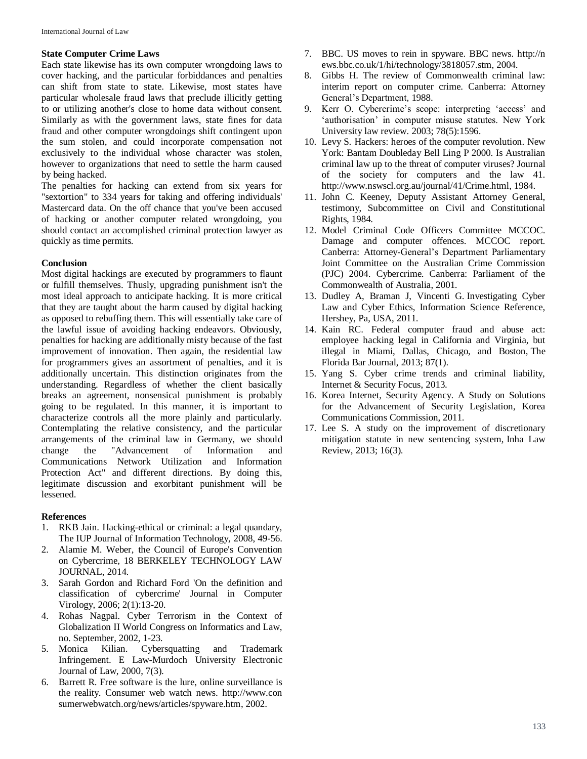### State Computer Crime Laws

Each state likewise has its own computer wrongdoing laws to cover hacking, and the particular forbiddances and penalties can shift from state to state. Likewise, most states have particular wholesale fraud laws that preclude illicitly getting to or utilizing another's close to home data without consent. Similarly as with the government laws, state fines for data fraud and other computer wrongdoings shift contingent upon the sum stolen, and could incorporate compensation not exclusively to the individual whose character was stolen, however to organizations that need to settle the harm caused by being hacked.

The penalties for hacking can extend from six years for "sextortion" to 334 years for taking and offering individuals' Mastercard data. On the off chance that you've been accused of hacking or another computer related wrongdoing, you should contact an accomplished criminal protection lawyer as quickly as time permits.

### Conclusion

Most digital hackings are executed by programmers to flaunt or fulfill themselves. Thusly, upgrading punishment isn't the most ideal approach to anticipate hacking. It is more critical that they are taught about the harm caused by digital hacking as opposed to rebuffing them. This will essentially take care of the lawful issue of avoiding hacking endeavors. Obviously, penalties for hacking are additionally misty because of the fast improvement of innovation. Then again, the residential law for programmers gives an assortment of penalties, and it is additionally uncertain. This distinction originates from the understanding. Regardless of whether the client basically breaks an agreement, nonsensical punishment is probably going to be regulated. In this manner, it is important to characterize controls all the more plainly and particularly. Contemplating the relative consistency, and the particular arrangements of the criminal law in Germany, we should change the "Advancement of Information and Communications Network Utilization and Information Protection Act" and different directions. By doing this, legitimate discussion and exorbitant punishment will be lessened.

### References

1. RKB Jain. Hacking-ethical or criminal: a legal quandary, The IUP Journal of Information Technology, 2008, 49-56.
2. Alamie M. Weber, the Council of Europe's Convention on Cybercrime, 18 BERKELEY TECHNOLOGY LAW JOURNAL, 2014.
3. Sarah Gordon and Richard Ford 'On the definition and classification of cybercrime' Journal in Computer Virology, 2006; 2(1):13-20.
4. Rohas Nagpal. Cyber Terrorism in the Context of Globalization II World Congress on Informatics and Law, no. September, 2002, 1-23.
5. Monica Kilian. Cybersquatting and Trademark Infringement. E Law-Murdoch University Electronic Journal of Law, 2000, 7(3).
6. Barrett R. Free software is the lure, online surveillance is the reality. Consumer web watch news. http://www.consumerwebwatch.org/news/articles/spyware.htm, 2002.
7. BBC. US moves to rein in spyware. BBC news. http://news.bbc.co.uk/1/hi/technology/3818057.stm, 2004.
8. Gibbs H. The review of Commonwealth criminal law: interim report on computer crime. Canberra: Attorney General's Department, 1988.
9. Kerr O. Cybercrime's scope: interpreting 'access' and 'authorisation' in computer misuse statutes. New York University law review. 2003; 78(5):1596.
10. Levy S. Hackers: heroes of the computer revolution. New York: Bantam Doubleday Bell Ling P 2000. Is Australian criminal law up to the threat of computer viruses? Journal of the society for computers and the law 41. http://www.nswscl.org.au/journal/41/Crime.html, 1984.
11. John C. Keeney, Deputy Assistant Attorney General, testimony, Subcommittee on Civil and Constitutional Rights, 1984.
12. Model Criminal Code Officers Committee MCCOC. Damage and computer offences. MCCOC report. Canberra: Attorney-General's Department Parliamentary Joint Committee on the Australian Crime Commission (PJC) 2004. Cybercrime. Canberra: Parliament of the Commonwealth of Australia, 2001.
13. Dudley A, Braman J, Vincenti G. Investigating Cyber Law and Cyber Ethics, Information Science Reference, Hershey, Pa, USA, 2011.
14. Kain RC. Federal computer fraud and abuse act: employee hacking legal in California and Virginia, but illegal in Miami, Dallas, Chicago, and Boston, The Florida Bar Journal, 2013; 87(1).
15. Yang S. Cyber crime trends and criminal liability, Internet & Security Focus, 2013.
16. Korea Internet, Security Agency. A Study on Solutions for the Advancement of Security Legislation, Korea Communications Commission, 2011.
17. Lee S. A study on the improvement of discretionary mitigation statute in new sentencing system, Inha Law Review, 2013; 16(3).